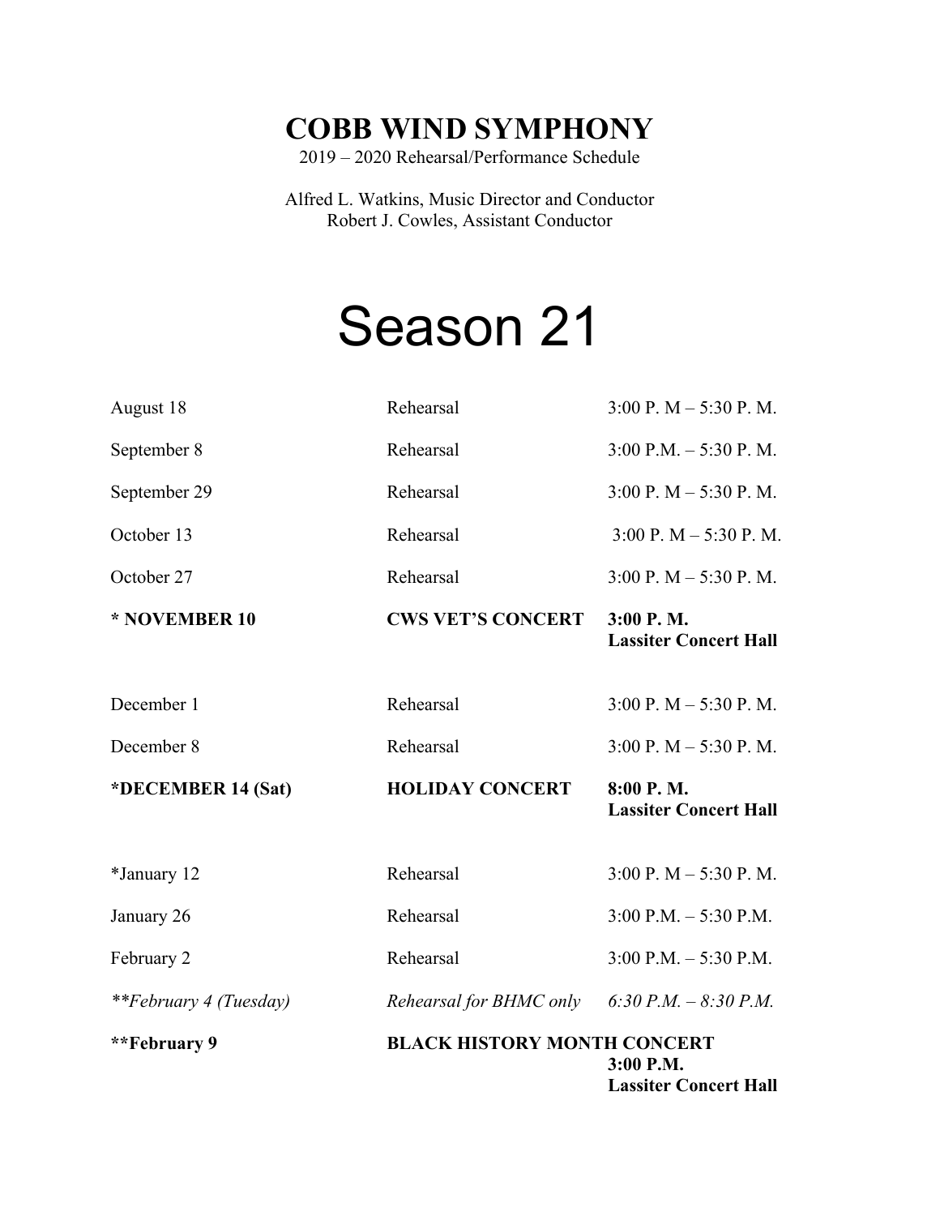# COBB WIND SYMPHONY

2019 – 2020 Rehearsal/Performance Schedule

Alfred L. Watkins, Music Director and Conductor
Robert J. Cowles, Assistant Conductor

# Season 21

| | | |
|---|---|---|
| August 18 | Rehearsal | 3:00 P. M – 5:30 P. M. |
| September 8 | Rehearsal | 3:00 P.M. – 5:30 P. M. |
| September 29 | Rehearsal | 3:00 P. M – 5:30 P. M. |
| October 13 | Rehearsal | 3:00 P. M – 5:30 P. M. |
| October 27 | Rehearsal | 3:00 P. M – 5:30 P. M. |
| **\* NOVEMBER 10** | **CWS VET'S CONCERT** | **3:00 P. M.<br>Lassiter Concert Hall** |
| December 1 | Rehearsal | 3:00 P. M – 5:30 P. M. |
| December 8 | Rehearsal | 3:00 P. M – 5:30 P. M. |
| **\*DECEMBER 14 (Sat)** | **HOLIDAY CONCERT** | **8:00 P. M.<br>Lassiter Concert Hall** |
| \*January 12 | Rehearsal | 3:00 P. M – 5:30 P. M. |
| January 26 | Rehearsal | 3:00 P.M. – 5:30 P.M. |
| February 2 | Rehearsal | 3:00 P.M. – 5:30 P.M. |
| *\*\*February 4 (Tuesday)* | *Rehearsal for BHMC only* | *6:30 P.M. – 8:30 P.M.* |
| **\*\*February 9** | **BLACK HISTORY MONTH CONCERT** | **3:00 P.M.<br>Lassiter Concert Hall** |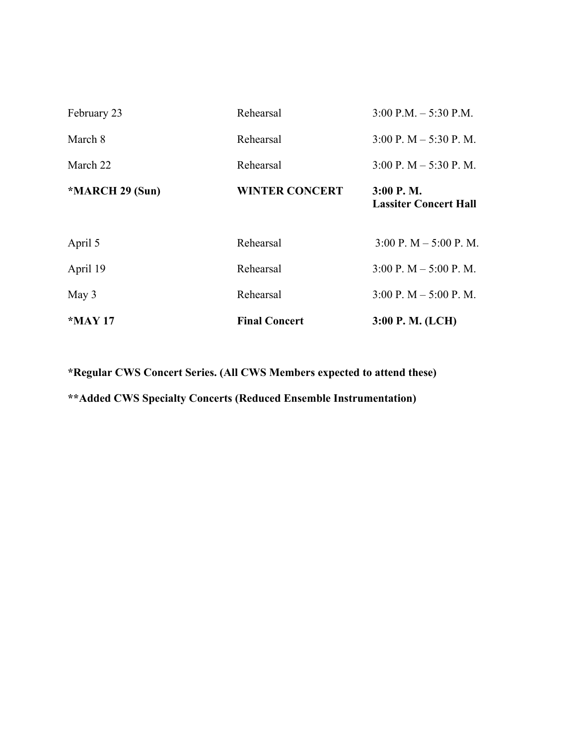| | | |
|---|---|---|
| February 23 | Rehearsal | 3:00 P.M. – 5:30 P.M. |
| March 8 | Rehearsal | 3:00 P. M – 5:30 P. M. |
| March 22 | Rehearsal | 3:00 P. M – 5:30 P. M. |
| **\*MARCH 29 (Sun)** | **WINTER CONCERT** | **3:00 P. M.<br>Lassiter Concert Hall** |
| April 5 | Rehearsal | 3:00 P. M – 5:00 P. M. |
| April 19 | Rehearsal | 3:00 P. M – 5:00 P. M. |
| May 3 | Rehearsal | 3:00 P. M – 5:00 P. M. |
| **\*MAY 17** | **Final Concert** | **3:00 P. M. (LCH)** |

**\*Regular CWS Concert Series. (All CWS Members expected to attend these)**

**\*\*Added CWS Specialty Concerts (Reduced Ensemble Instrumentation)**